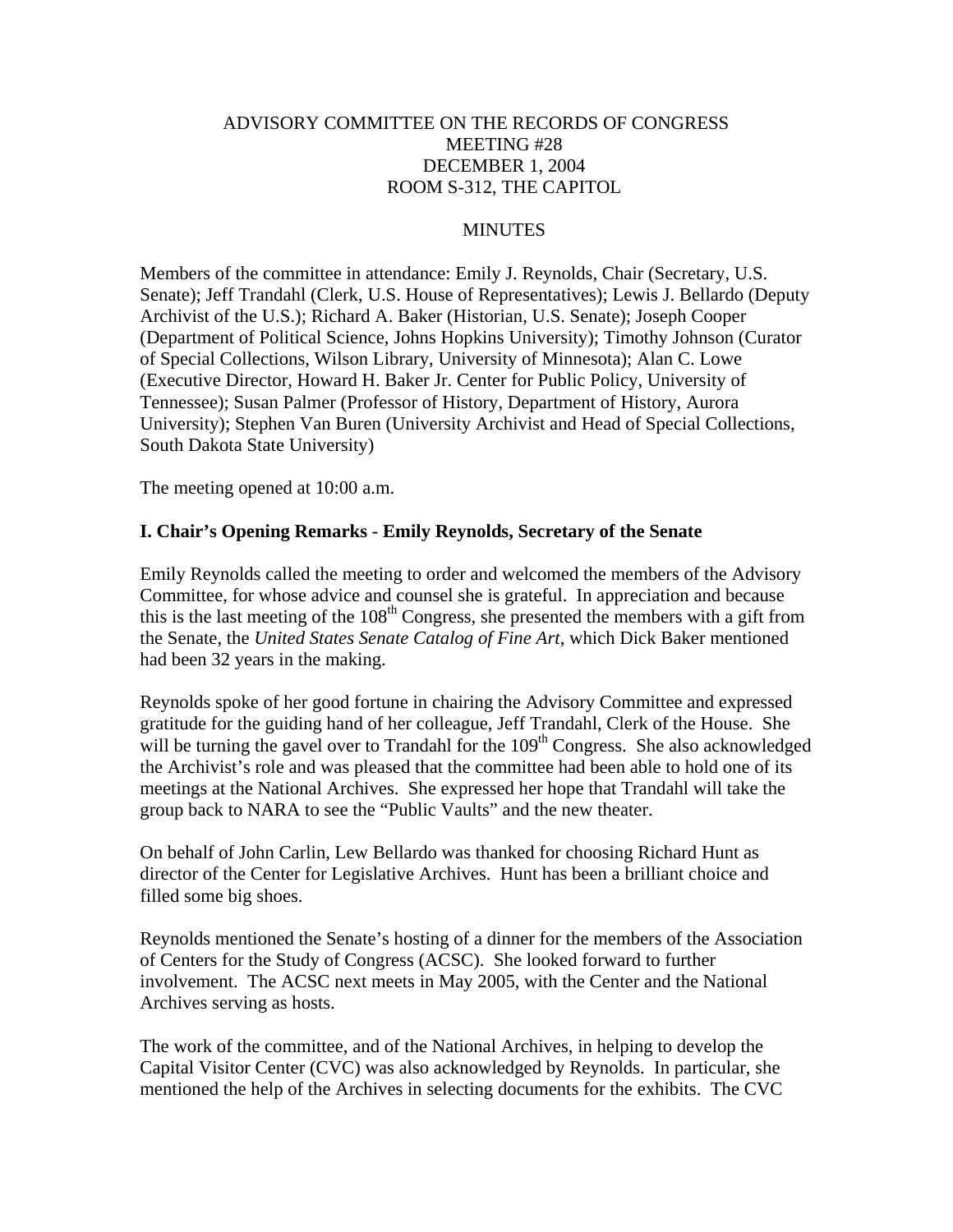ADVISORY COMMITTEE ON THE RECORDS OF CONGRESS
MEETING #28
DECEMBER 1, 2004
ROOM S-312, THE CAPITOL

MINUTES

Members of the committee in attendance: Emily J. Reynolds, Chair (Secretary, U.S. Senate); Jeff Trandahl (Clerk, U.S. House of Representatives); Lewis J. Bellardo (Deputy Archivist of the U.S.); Richard A. Baker (Historian, U.S. Senate); Joseph Cooper (Department of Political Science, Johns Hopkins University); Timothy Johnson (Curator of Special Collections, Wilson Library, University of Minnesota); Alan C. Lowe (Executive Director, Howard H. Baker Jr. Center for Public Policy, University of Tennessee); Susan Palmer (Professor of History, Department of History, Aurora University); Stephen Van Buren (University Archivist and Head of Special Collections, South Dakota State University)

The meeting opened at 10:00 a.m.

**I. Chair's Opening Remarks - Emily Reynolds, Secretary of the Senate**

Emily Reynolds called the meeting to order and welcomed the members of the Advisory Committee, for whose advice and counsel she is grateful. In appreciation and because this is the last meeting of the 108th Congress, she presented the members with a gift from the Senate, the *United States Senate Catalog of Fine Art*, which Dick Baker mentioned had been 32 years in the making.

Reynolds spoke of her good fortune in chairing the Advisory Committee and expressed gratitude for the guiding hand of her colleague, Jeff Trandahl, Clerk of the House. She will be turning the gavel over to Trandahl for the 109th Congress. She also acknowledged the Archivist's role and was pleased that the committee had been able to hold one of its meetings at the National Archives. She expressed her hope that Trandahl will take the group back to NARA to see the "Public Vaults" and the new theater.

On behalf of John Carlin, Lew Bellardo was thanked for choosing Richard Hunt as director of the Center for Legislative Archives. Hunt has been a brilliant choice and filled some big shoes.

Reynolds mentioned the Senate's hosting of a dinner for the members of the Association of Centers for the Study of Congress (ACSC). She looked forward to further involvement. The ACSC next meets in May 2005, with the Center and the National Archives serving as hosts.

The work of the committee, and of the National Archives, in helping to develop the Capital Visitor Center (CVC) was also acknowledged by Reynolds. In particular, she mentioned the help of the Archives in selecting documents for the exhibits. The CVC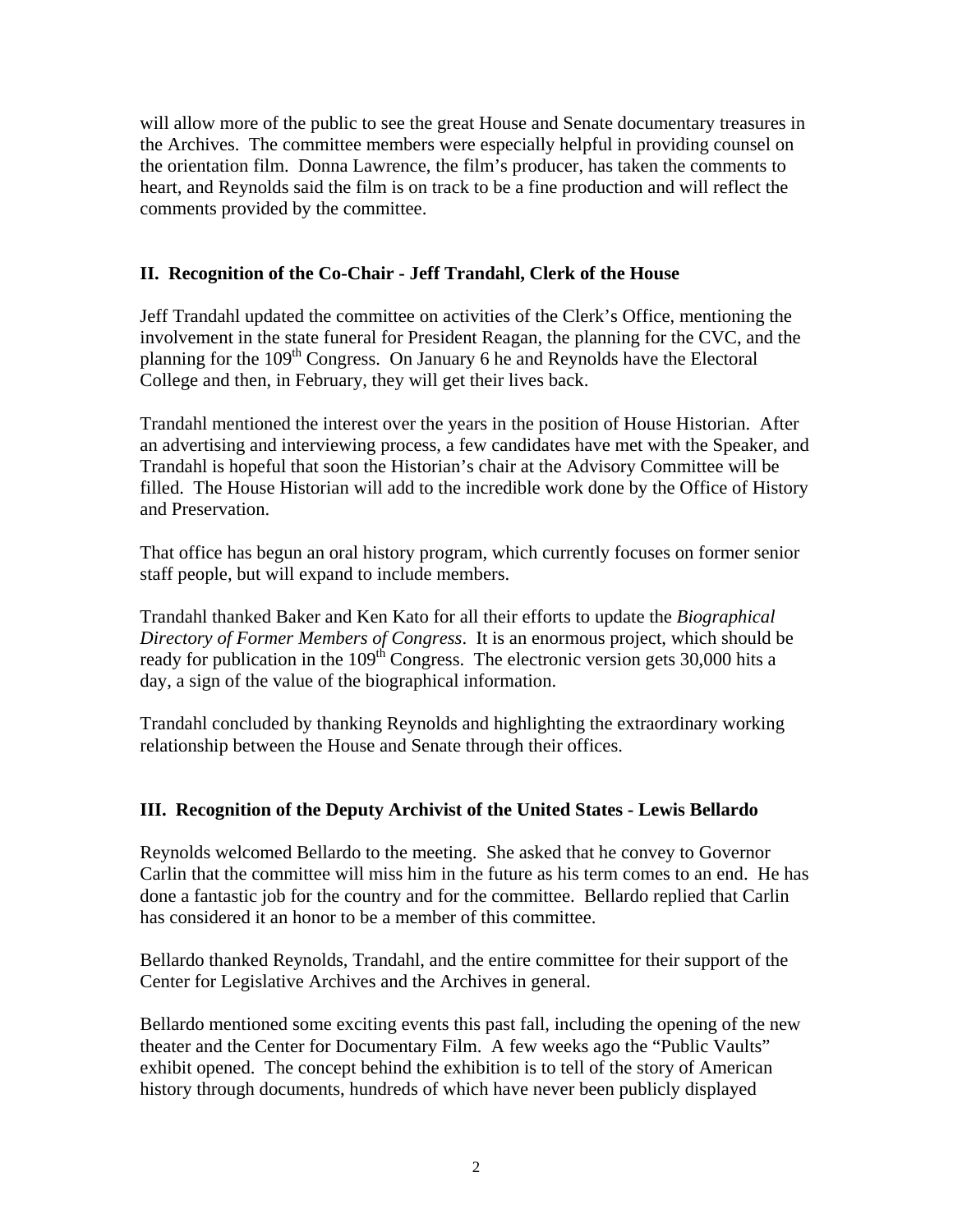will allow more of the public to see the great House and Senate documentary treasures in the Archives. The committee members were especially helpful in providing counsel on the orientation film. Donna Lawrence, the film's producer, has taken the comments to heart, and Reynolds said the film is on track to be a fine production and will reflect the comments provided by the committee.

## II. Recognition of the Co-Chair - Jeff Trandahl, Clerk of the House

Jeff Trandahl updated the committee on activities of the Clerk's Office, mentioning the involvement in the state funeral for President Reagan, the planning for the CVC, and the planning for the 109th Congress. On January 6 he and Reynolds have the Electoral College and then, in February, they will get their lives back.

Trandahl mentioned the interest over the years in the position of House Historian. After an advertising and interviewing process, a few candidates have met with the Speaker, and Trandahl is hopeful that soon the Historian's chair at the Advisory Committee will be filled. The House Historian will add to the incredible work done by the Office of History and Preservation.

That office has begun an oral history program, which currently focuses on former senior staff people, but will expand to include members.

Trandahl thanked Baker and Ken Kato for all their efforts to update the *Biographical Directory of Former Members of Congress*. It is an enormous project, which should be ready for publication in the 109th Congress. The electronic version gets 30,000 hits a day, a sign of the value of the biographical information.

Trandahl concluded by thanking Reynolds and highlighting the extraordinary working relationship between the House and Senate through their offices.

## III. Recognition of the Deputy Archivist of the United States - Lewis Bellardo

Reynolds welcomed Bellardo to the meeting. She asked that he convey to Governor Carlin that the committee will miss him in the future as his term comes to an end. He has done a fantastic job for the country and for the committee. Bellardo replied that Carlin has considered it an honor to be a member of this committee.

Bellardo thanked Reynolds, Trandahl, and the entire committee for their support of the Center for Legislative Archives and the Archives in general.

Bellardo mentioned some exciting events this past fall, including the opening of the new theater and the Center for Documentary Film. A few weeks ago the "Public Vaults" exhibit opened. The concept behind the exhibition is to tell of the story of American history through documents, hundreds of which have never been publicly displayed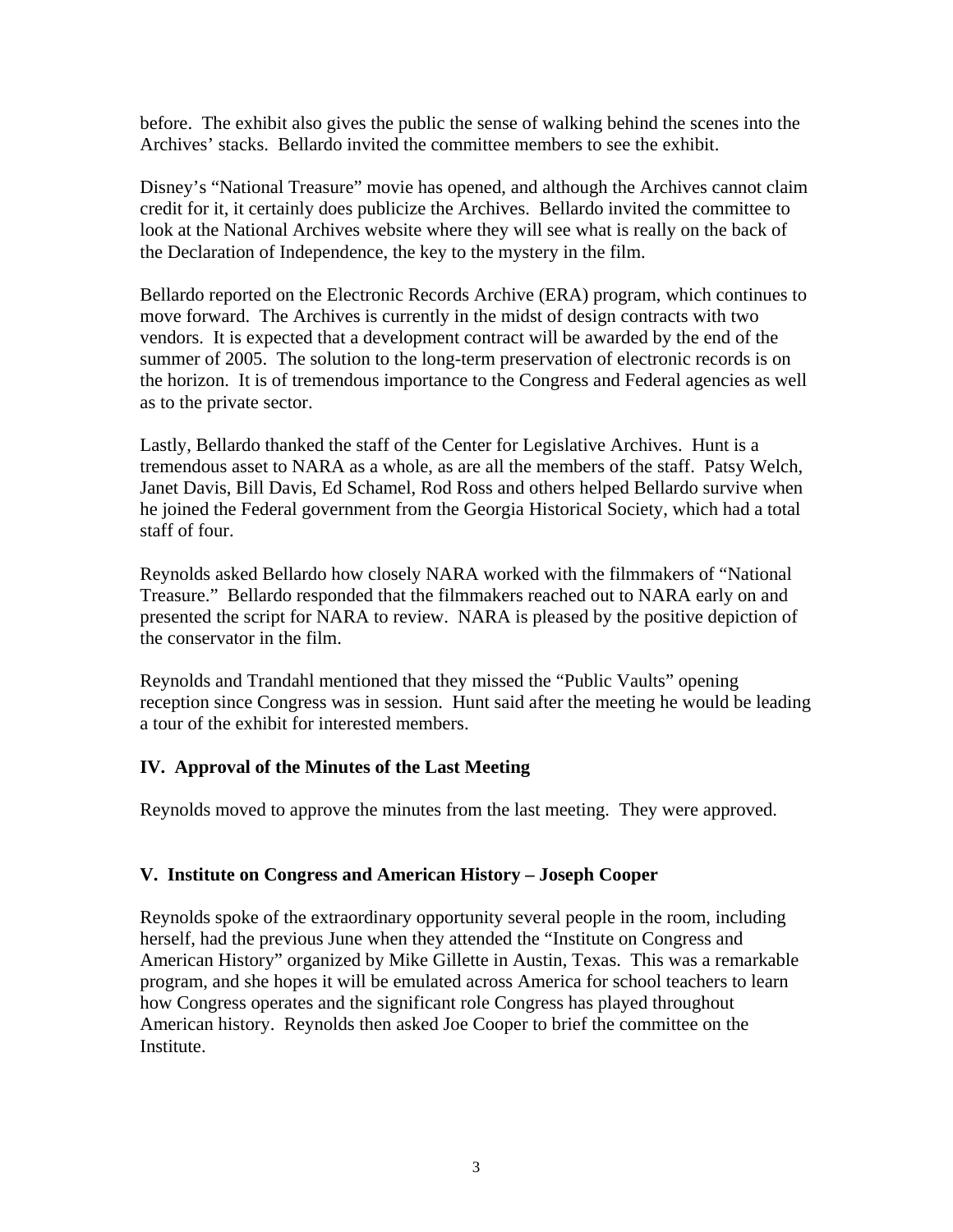before. The exhibit also gives the public the sense of walking behind the scenes into the Archives' stacks. Bellardo invited the committee members to see the exhibit.

Disney's "National Treasure" movie has opened, and although the Archives cannot claim credit for it, it certainly does publicize the Archives. Bellardo invited the committee to look at the National Archives website where they will see what is really on the back of the Declaration of Independence, the key to the mystery in the film.

Bellardo reported on the Electronic Records Archive (ERA) program, which continues to move forward. The Archives is currently in the midst of design contracts with two vendors. It is expected that a development contract will be awarded by the end of the summer of 2005. The solution to the long-term preservation of electronic records is on the horizon. It is of tremendous importance to the Congress and Federal agencies as well as to the private sector.

Lastly, Bellardo thanked the staff of the Center for Legislative Archives. Hunt is a tremendous asset to NARA as a whole, as are all the members of the staff. Patsy Welch, Janet Davis, Bill Davis, Ed Schamel, Rod Ross and others helped Bellardo survive when he joined the Federal government from the Georgia Historical Society, which had a total staff of four.

Reynolds asked Bellardo how closely NARA worked with the filmmakers of "National Treasure." Bellardo responded that the filmmakers reached out to NARA early on and presented the script for NARA to review. NARA is pleased by the positive depiction of the conservator in the film.

Reynolds and Trandahl mentioned that they missed the "Public Vaults" opening reception since Congress was in session. Hunt said after the meeting he would be leading a tour of the exhibit for interested members.

## IV. Approval of the Minutes of the Last Meeting

Reynolds moved to approve the minutes from the last meeting. They were approved.

## V. Institute on Congress and American History – Joseph Cooper

Reynolds spoke of the extraordinary opportunity several people in the room, including herself, had the previous June when they attended the "Institute on Congress and American History" organized by Mike Gillette in Austin, Texas. This was a remarkable program, and she hopes it will be emulated across America for school teachers to learn how Congress operates and the significant role Congress has played throughout American history. Reynolds then asked Joe Cooper to brief the committee on the Institute.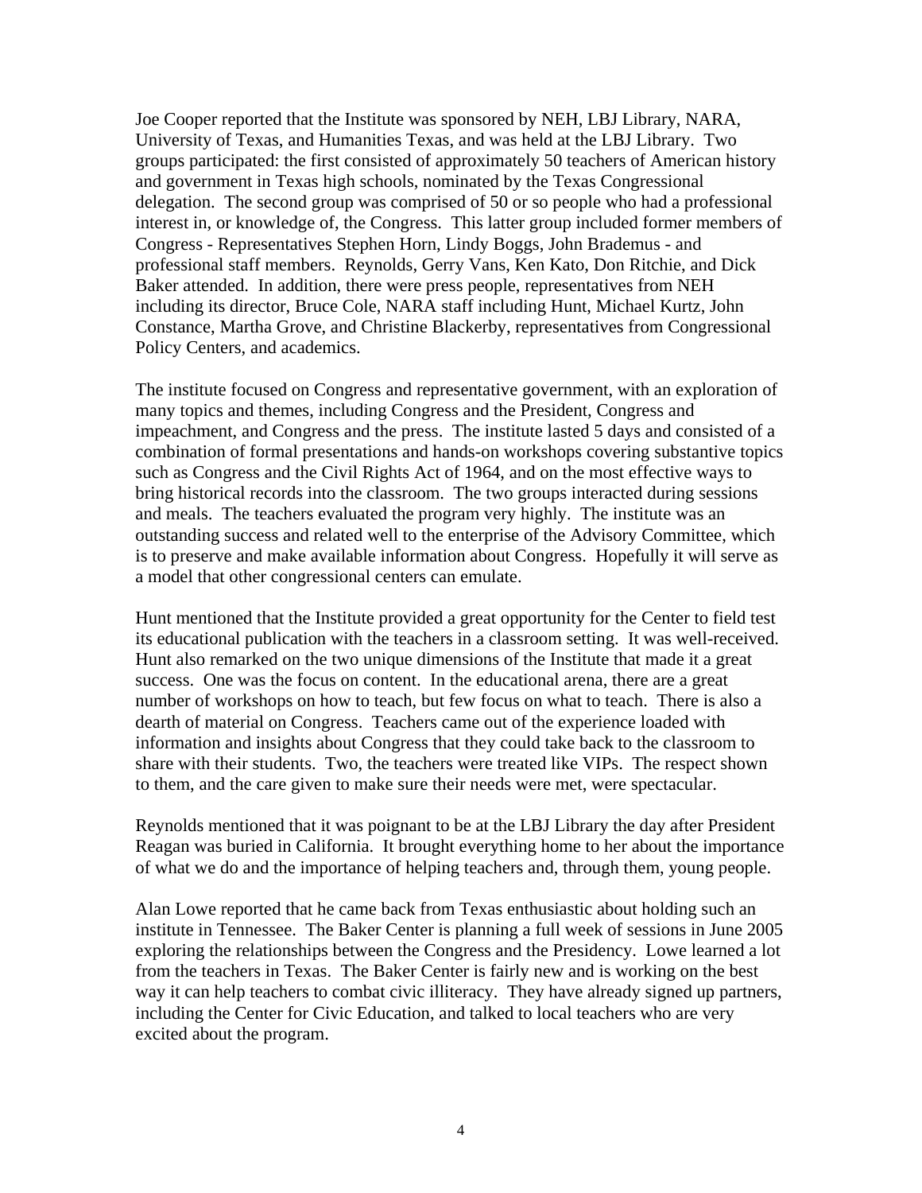Joe Cooper reported that the Institute was sponsored by NEH, LBJ Library, NARA, University of Texas, and Humanities Texas, and was held at the LBJ Library. Two groups participated: the first consisted of approximately 50 teachers of American history and government in Texas high schools, nominated by the Texas Congressional delegation. The second group was comprised of 50 or so people who had a professional interest in, or knowledge of, the Congress. This latter group included former members of Congress - Representatives Stephen Horn, Lindy Boggs, John Brademus - and professional staff members. Reynolds, Gerry Vans, Ken Kato, Don Ritchie, and Dick Baker attended. In addition, there were press people, representatives from NEH including its director, Bruce Cole, NARA staff including Hunt, Michael Kurtz, John Constance, Martha Grove, and Christine Blackerby, representatives from Congressional Policy Centers, and academics.

The institute focused on Congress and representative government, with an exploration of many topics and themes, including Congress and the President, Congress and impeachment, and Congress and the press. The institute lasted 5 days and consisted of a combination of formal presentations and hands-on workshops covering substantive topics such as Congress and the Civil Rights Act of 1964, and on the most effective ways to bring historical records into the classroom. The two groups interacted during sessions and meals. The teachers evaluated the program very highly. The institute was an outstanding success and related well to the enterprise of the Advisory Committee, which is to preserve and make available information about Congress. Hopefully it will serve as a model that other congressional centers can emulate.

Hunt mentioned that the Institute provided a great opportunity for the Center to field test its educational publication with the teachers in a classroom setting. It was well-received. Hunt also remarked on the two unique dimensions of the Institute that made it a great success. One was the focus on content. In the educational arena, there are a great number of workshops on how to teach, but few focus on what to teach. There is also a dearth of material on Congress. Teachers came out of the experience loaded with information and insights about Congress that they could take back to the classroom to share with their students. Two, the teachers were treated like VIPs. The respect shown to them, and the care given to make sure their needs were met, were spectacular.

Reynolds mentioned that it was poignant to be at the LBJ Library the day after President Reagan was buried in California. It brought everything home to her about the importance of what we do and the importance of helping teachers and, through them, young people.

Alan Lowe reported that he came back from Texas enthusiastic about holding such an institute in Tennessee. The Baker Center is planning a full week of sessions in June 2005 exploring the relationships between the Congress and the Presidency. Lowe learned a lot from the teachers in Texas. The Baker Center is fairly new and is working on the best way it can help teachers to combat civic illiteracy. They have already signed up partners, including the Center for Civic Education, and talked to local teachers who are very excited about the program.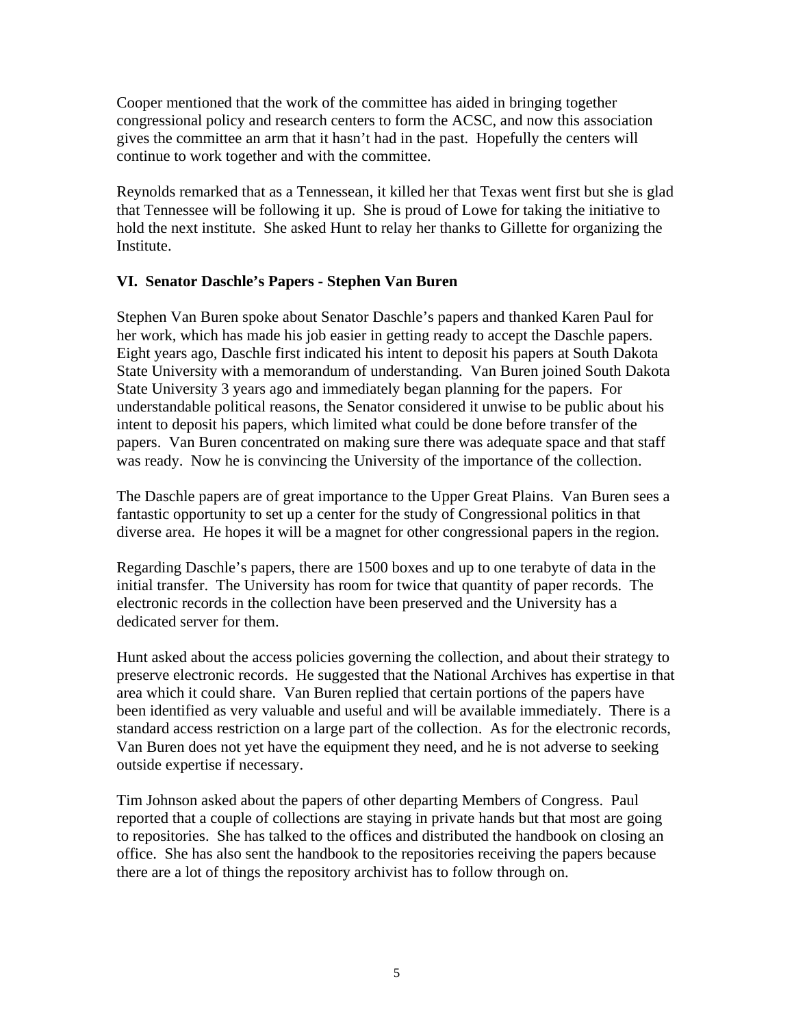Cooper mentioned that the work of the committee has aided in bringing together congressional policy and research centers to form the ACSC, and now this association gives the committee an arm that it hasn't had in the past. Hopefully the centers will continue to work together and with the committee.

Reynolds remarked that as a Tennessean, it killed her that Texas went first but she is glad that Tennessee will be following it up. She is proud of Lowe for taking the initiative to hold the next institute. She asked Hunt to relay her thanks to Gillette for organizing the Institute.

**VI. Senator Daschle's Papers - Stephen Van Buren**

Stephen Van Buren spoke about Senator Daschle's papers and thanked Karen Paul for her work, which has made his job easier in getting ready to accept the Daschle papers. Eight years ago, Daschle first indicated his intent to deposit his papers at South Dakota State University with a memorandum of understanding. Van Buren joined South Dakota State University 3 years ago and immediately began planning for the papers. For understandable political reasons, the Senator considered it unwise to be public about his intent to deposit his papers, which limited what could be done before transfer of the papers. Van Buren concentrated on making sure there was adequate space and that staff was ready. Now he is convincing the University of the importance of the collection.

The Daschle papers are of great importance to the Upper Great Plains. Van Buren sees a fantastic opportunity to set up a center for the study of Congressional politics in that diverse area. He hopes it will be a magnet for other congressional papers in the region.

Regarding Daschle's papers, there are 1500 boxes and up to one terabyte of data in the initial transfer. The University has room for twice that quantity of paper records. The electronic records in the collection have been preserved and the University has a dedicated server for them.

Hunt asked about the access policies governing the collection, and about their strategy to preserve electronic records. He suggested that the National Archives has expertise in that area which it could share. Van Buren replied that certain portions of the papers have been identified as very valuable and useful and will be available immediately. There is a standard access restriction on a large part of the collection. As for the electronic records, Van Buren does not yet have the equipment they need, and he is not adverse to seeking outside expertise if necessary.

Tim Johnson asked about the papers of other departing Members of Congress. Paul reported that a couple of collections are staying in private hands but that most are going to repositories. She has talked to the offices and distributed the handbook on closing an office. She has also sent the handbook to the repositories receiving the papers because there are a lot of things the repository archivist has to follow through on.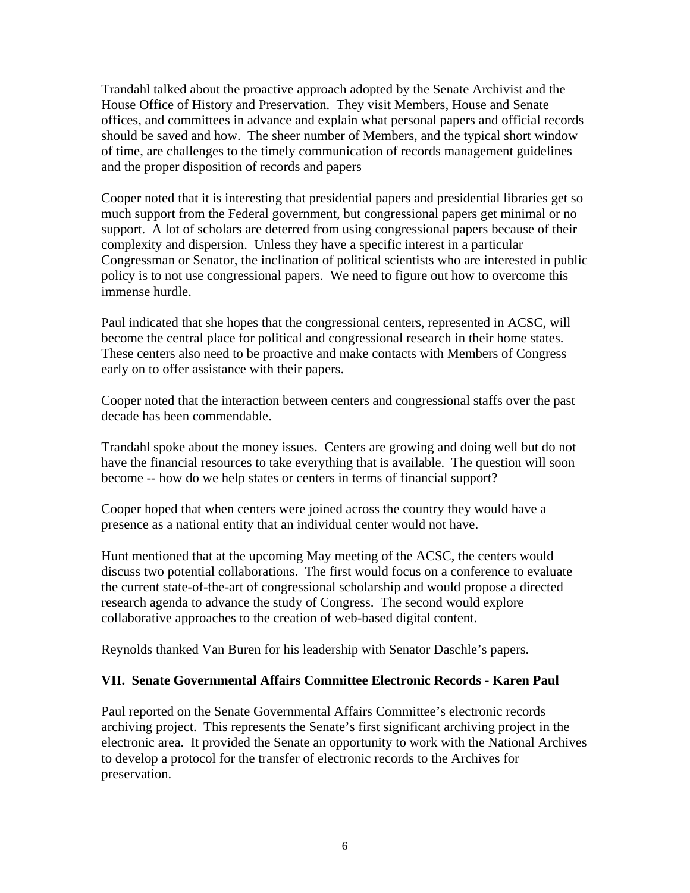Trandahl talked about the proactive approach adopted by the Senate Archivist and the House Office of History and Preservation. They visit Members, House and Senate offices, and committees in advance and explain what personal papers and official records should be saved and how. The sheer number of Members, and the typical short window of time, are challenges to the timely communication of records management guidelines and the proper disposition of records and papers

Cooper noted that it is interesting that presidential papers and presidential libraries get so much support from the Federal government, but congressional papers get minimal or no support. A lot of scholars are deterred from using congressional papers because of their complexity and dispersion. Unless they have a specific interest in a particular Congressman or Senator, the inclination of political scientists who are interested in public policy is to not use congressional papers. We need to figure out how to overcome this immense hurdle.

Paul indicated that she hopes that the congressional centers, represented in ACSC, will become the central place for political and congressional research in their home states. These centers also need to be proactive and make contacts with Members of Congress early on to offer assistance with their papers.

Cooper noted that the interaction between centers and congressional staffs over the past decade has been commendable.

Trandahl spoke about the money issues. Centers are growing and doing well but do not have the financial resources to take everything that is available. The question will soon become -- how do we help states or centers in terms of financial support?

Cooper hoped that when centers were joined across the country they would have a presence as a national entity that an individual center would not have.

Hunt mentioned that at the upcoming May meeting of the ACSC, the centers would discuss two potential collaborations. The first would focus on a conference to evaluate the current state-of-the-art of congressional scholarship and would propose a directed research agenda to advance the study of Congress. The second would explore collaborative approaches to the creation of web-based digital content.

Reynolds thanked Van Buren for his leadership with Senator Daschle's papers.

### VII. Senate Governmental Affairs Committee Electronic Records - Karen Paul

Paul reported on the Senate Governmental Affairs Committee's electronic records archiving project. This represents the Senate's first significant archiving project in the electronic area. It provided the Senate an opportunity to work with the National Archives to develop a protocol for the transfer of electronic records to the Archives for preservation.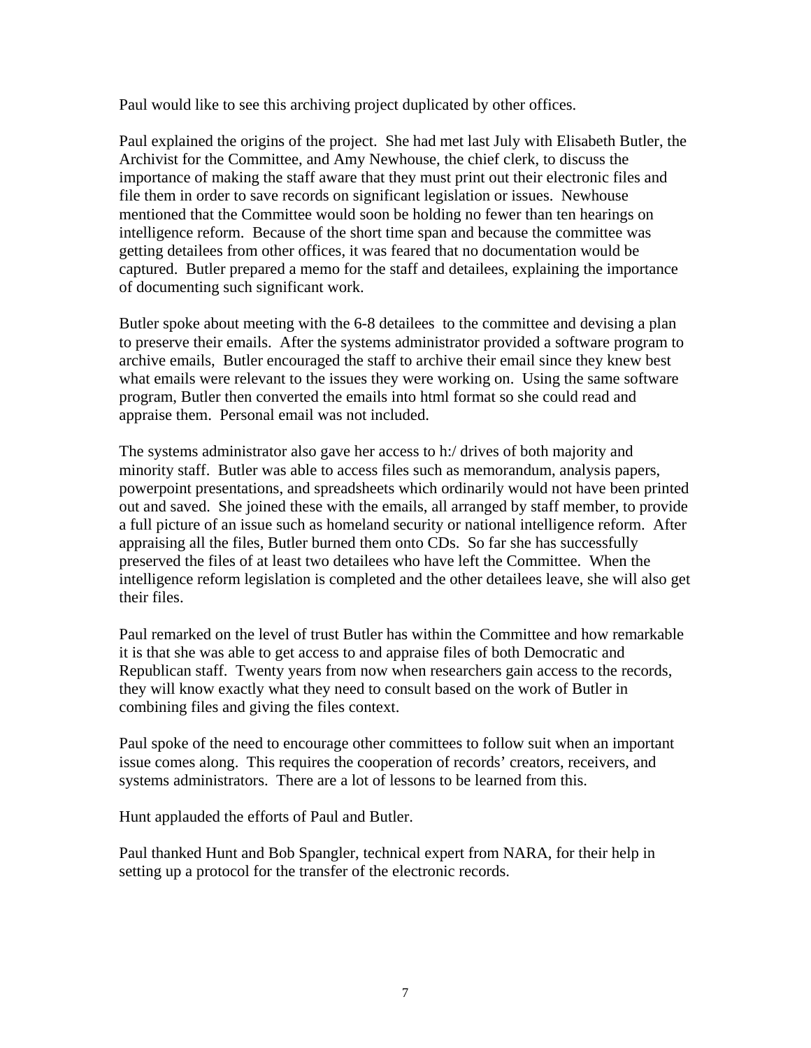Paul would like to see this archiving project duplicated by other offices.

Paul explained the origins of the project. She had met last July with Elisabeth Butler, the Archivist for the Committee, and Amy Newhouse, the chief clerk, to discuss the importance of making the staff aware that they must print out their electronic files and file them in order to save records on significant legislation or issues. Newhouse mentioned that the Committee would soon be holding no fewer than ten hearings on intelligence reform. Because of the short time span and because the committee was getting detailees from other offices, it was feared that no documentation would be captured. Butler prepared a memo for the staff and detailees, explaining the importance of documenting such significant work.

Butler spoke about meeting with the 6-8 detailees to the committee and devising a plan to preserve their emails. After the systems administrator provided a software program to archive emails, Butler encouraged the staff to archive their email since they knew best what emails were relevant to the issues they were working on. Using the same software program, Butler then converted the emails into html format so she could read and appraise them. Personal email was not included.

The systems administrator also gave her access to h:/ drives of both majority and minority staff. Butler was able to access files such as memorandum, analysis papers, powerpoint presentations, and spreadsheets which ordinarily would not have been printed out and saved. She joined these with the emails, all arranged by staff member, to provide a full picture of an issue such as homeland security or national intelligence reform. After appraising all the files, Butler burned them onto CDs. So far she has successfully preserved the files of at least two detailees who have left the Committee. When the intelligence reform legislation is completed and the other detailees leave, she will also get their files.

Paul remarked on the level of trust Butler has within the Committee and how remarkable it is that she was able to get access to and appraise files of both Democratic and Republican staff. Twenty years from now when researchers gain access to the records, they will know exactly what they need to consult based on the work of Butler in combining files and giving the files context.

Paul spoke of the need to encourage other committees to follow suit when an important issue comes along. This requires the cooperation of records' creators, receivers, and systems administrators. There are a lot of lessons to be learned from this.

Hunt applauded the efforts of Paul and Butler.

Paul thanked Hunt and Bob Spangler, technical expert from NARA, for their help in setting up a protocol for the transfer of the electronic records.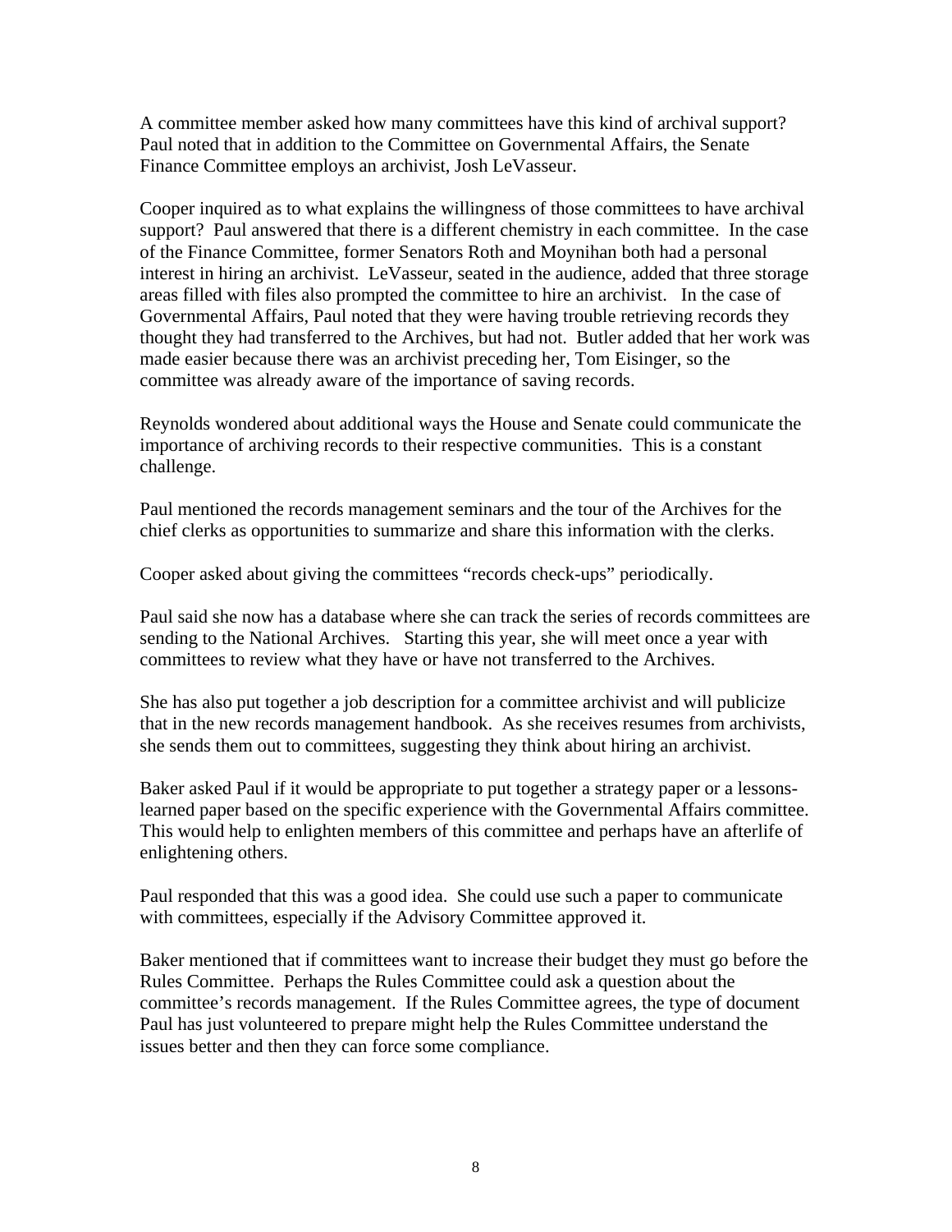A committee member asked how many committees have this kind of archival support? Paul noted that in addition to the Committee on Governmental Affairs, the Senate Finance Committee employs an archivist, Josh LeVasseur.

Cooper inquired as to what explains the willingness of those committees to have archival support? Paul answered that there is a different chemistry in each committee. In the case of the Finance Committee, former Senators Roth and Moynihan both had a personal interest in hiring an archivist. LeVasseur, seated in the audience, added that three storage areas filled with files also prompted the committee to hire an archivist. In the case of Governmental Affairs, Paul noted that they were having trouble retrieving records they thought they had transferred to the Archives, but had not. Butler added that her work was made easier because there was an archivist preceding her, Tom Eisinger, so the committee was already aware of the importance of saving records.

Reynolds wondered about additional ways the House and Senate could communicate the importance of archiving records to their respective communities. This is a constant challenge.

Paul mentioned the records management seminars and the tour of the Archives for the chief clerks as opportunities to summarize and share this information with the clerks.

Cooper asked about giving the committees "records check-ups" periodically.

Paul said she now has a database where she can track the series of records committees are sending to the National Archives. Starting this year, she will meet once a year with committees to review what they have or have not transferred to the Archives.

She has also put together a job description for a committee archivist and will publicize that in the new records management handbook. As she receives resumes from archivists, she sends them out to committees, suggesting they think about hiring an archivist.

Baker asked Paul if it would be appropriate to put together a strategy paper or a lessons-learned paper based on the specific experience with the Governmental Affairs committee. This would help to enlighten members of this committee and perhaps have an afterlife of enlightening others.

Paul responded that this was a good idea. She could use such a paper to communicate with committees, especially if the Advisory Committee approved it.

Baker mentioned that if committees want to increase their budget they must go before the Rules Committee. Perhaps the Rules Committee could ask a question about the committee's records management. If the Rules Committee agrees, the type of document Paul has just volunteered to prepare might help the Rules Committee understand the issues better and then they can force some compliance.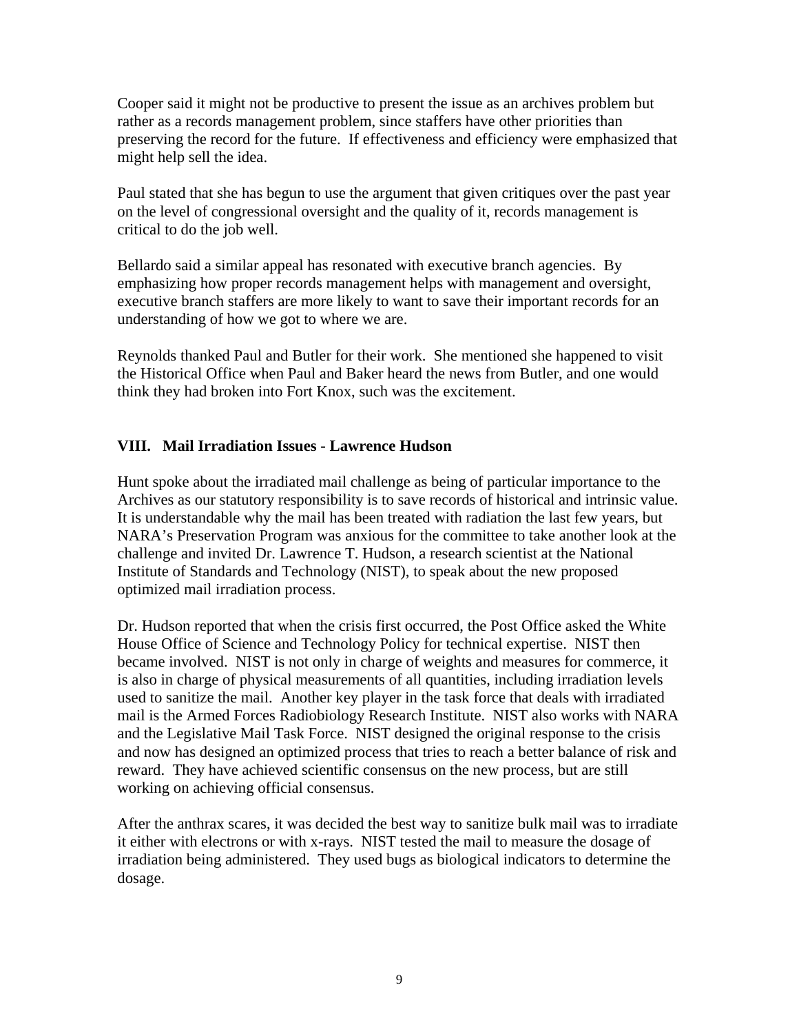Cooper said it might not be productive to present the issue as an archives problem but rather as a records management problem, since staffers have other priorities than preserving the record for the future. If effectiveness and efficiency were emphasized that might help sell the idea.

Paul stated that she has begun to use the argument that given critiques over the past year on the level of congressional oversight and the quality of it, records management is critical to do the job well.

Bellardo said a similar appeal has resonated with executive branch agencies. By emphasizing how proper records management helps with management and oversight, executive branch staffers are more likely to want to save their important records for an understanding of how we got to where we are.

Reynolds thanked Paul and Butler for their work. She mentioned she happened to visit the Historical Office when Paul and Baker heard the news from Butler, and one would think they had broken into Fort Knox, such was the excitement.

## VIII. Mail Irradiation Issues - Lawrence Hudson

Hunt spoke about the irradiated mail challenge as being of particular importance to the Archives as our statutory responsibility is to save records of historical and intrinsic value. It is understandable why the mail has been treated with radiation the last few years, but NARA's Preservation Program was anxious for the committee to take another look at the challenge and invited Dr. Lawrence T. Hudson, a research scientist at the National Institute of Standards and Technology (NIST), to speak about the new proposed optimized mail irradiation process.

Dr. Hudson reported that when the crisis first occurred, the Post Office asked the White House Office of Science and Technology Policy for technical expertise. NIST then became involved. NIST is not only in charge of weights and measures for commerce, it is also in charge of physical measurements of all quantities, including irradiation levels used to sanitize the mail. Another key player in the task force that deals with irradiated mail is the Armed Forces Radiobiology Research Institute. NIST also works with NARA and the Legislative Mail Task Force. NIST designed the original response to the crisis and now has designed an optimized process that tries to reach a better balance of risk and reward. They have achieved scientific consensus on the new process, but are still working on achieving official consensus.

After the anthrax scares, it was decided the best way to sanitize bulk mail was to irradiate it either with electrons or with x-rays. NIST tested the mail to measure the dosage of irradiation being administered. They used bugs as biological indicators to determine the dosage.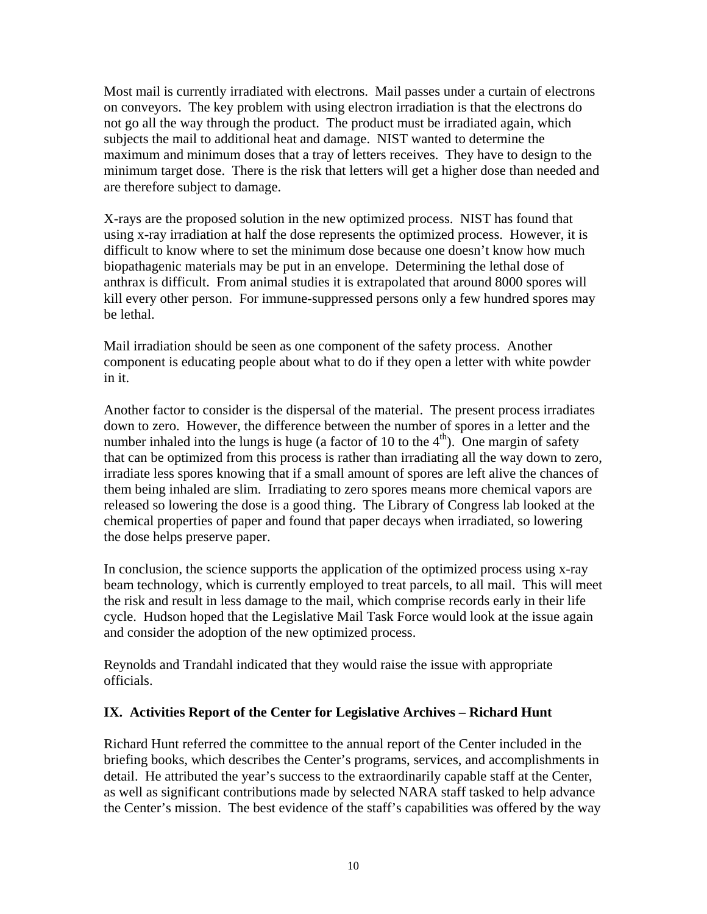Most mail is currently irradiated with electrons. Mail passes under a curtain of electrons on conveyors. The key problem with using electron irradiation is that the electrons do not go all the way through the product. The product must be irradiated again, which subjects the mail to additional heat and damage. NIST wanted to determine the maximum and minimum doses that a tray of letters receives. They have to design to the minimum target dose. There is the risk that letters will get a higher dose than needed and are therefore subject to damage.

X-rays are the proposed solution in the new optimized process. NIST has found that using x-ray irradiation at half the dose represents the optimized process. However, it is difficult to know where to set the minimum dose because one doesn't know how much biopathagenic materials may be put in an envelope. Determining the lethal dose of anthrax is difficult. From animal studies it is extrapolated that around 8000 spores will kill every other person. For immune-suppressed persons only a few hundred spores may be lethal.

Mail irradiation should be seen as one component of the safety process. Another component is educating people about what to do if they open a letter with white powder in it.

Another factor to consider is the dispersal of the material. The present process irradiates down to zero. However, the difference between the number of spores in a letter and the number inhaled into the lungs is huge (a factor of 10 to the $4^{th}$). One margin of safety that can be optimized from this process is rather than irradiating all the way down to zero, irradiate less spores knowing that if a small amount of spores are left alive the chances of them being inhaled are slim. Irradiating to zero spores means more chemical vapors are released so lowering the dose is a good thing. The Library of Congress lab looked at the chemical properties of paper and found that paper decays when irradiated, so lowering the dose helps preserve paper.

In conclusion, the science supports the application of the optimized process using x-ray beam technology, which is currently employed to treat parcels, to all mail. This will meet the risk and result in less damage to the mail, which comprise records early in their life cycle. Hudson hoped that the Legislative Mail Task Force would look at the issue again and consider the adoption of the new optimized process.

Reynolds and Trandahl indicated that they would raise the issue with appropriate officials.

## IX. Activities Report of the Center for Legislative Archives – Richard Hunt

Richard Hunt referred the committee to the annual report of the Center included in the briefing books, which describes the Center's programs, services, and accomplishments in detail. He attributed the year's success to the extraordinarily capable staff at the Center, as well as significant contributions made by selected NARA staff tasked to help advance the Center's mission. The best evidence of the staff's capabilities was offered by the way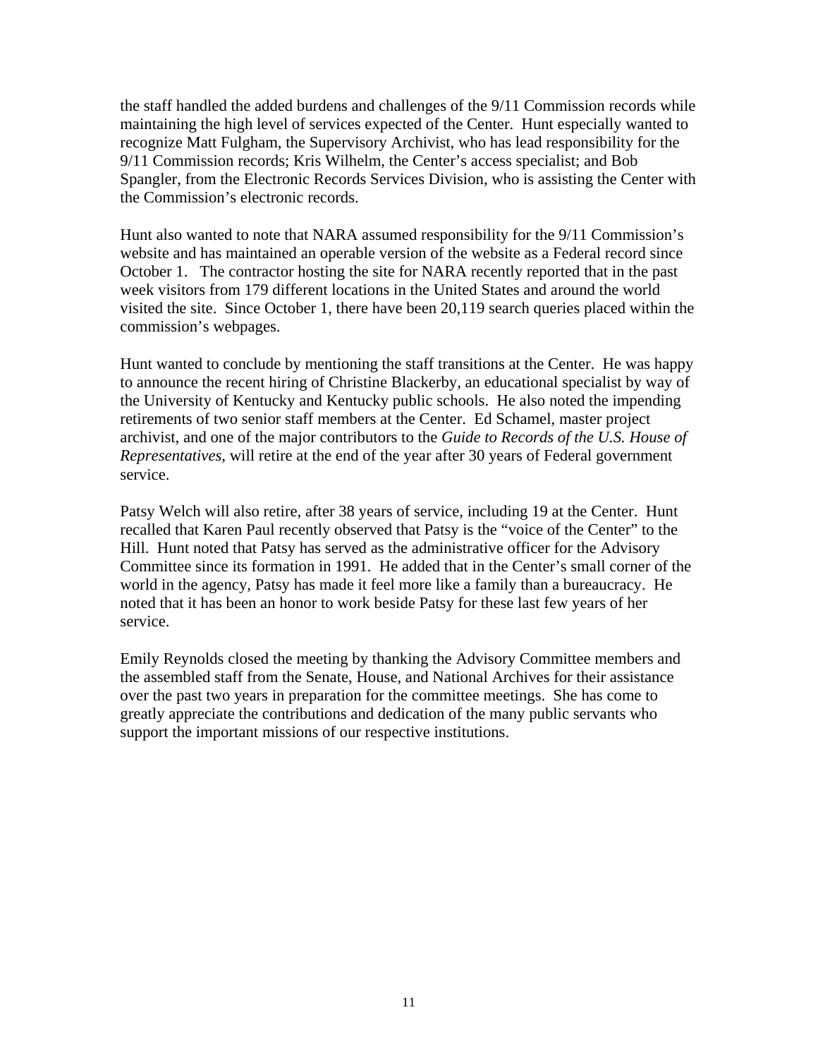the staff handled the added burdens and challenges of the 9/11 Commission records while maintaining the high level of services expected of the Center. Hunt especially wanted to recognize Matt Fulgham, the Supervisory Archivist, who has lead responsibility for the 9/11 Commission records; Kris Wilhelm, the Center's access specialist; and Bob Spangler, from the Electronic Records Services Division, who is assisting the Center with the Commission's electronic records.

Hunt also wanted to note that NARA assumed responsibility for the 9/11 Commission's website and has maintained an operable version of the website as a Federal record since October 1. The contractor hosting the site for NARA recently reported that in the past week visitors from 179 different locations in the United States and around the world visited the site. Since October 1, there have been 20,119 search queries placed within the commission's webpages.

Hunt wanted to conclude by mentioning the staff transitions at the Center. He was happy to announce the recent hiring of Christine Blackerby, an educational specialist by way of the University of Kentucky and Kentucky public schools. He also noted the impending retirements of two senior staff members at the Center. Ed Schamel, master project archivist, and one of the major contributors to the *Guide to Records of the U.S. House of Representatives*, will retire at the end of the year after 30 years of Federal government service.

Patsy Welch will also retire, after 38 years of service, including 19 at the Center. Hunt recalled that Karen Paul recently observed that Patsy is the "voice of the Center" to the Hill. Hunt noted that Patsy has served as the administrative officer for the Advisory Committee since its formation in 1991. He added that in the Center's small corner of the world in the agency, Patsy has made it feel more like a family than a bureaucracy. He noted that it has been an honor to work beside Patsy for these last few years of her service.

Emily Reynolds closed the meeting by thanking the Advisory Committee members and the assembled staff from the Senate, House, and National Archives for their assistance over the past two years in preparation for the committee meetings. She has come to greatly appreciate the contributions and dedication of the many public servants who support the important missions of our respective institutions.